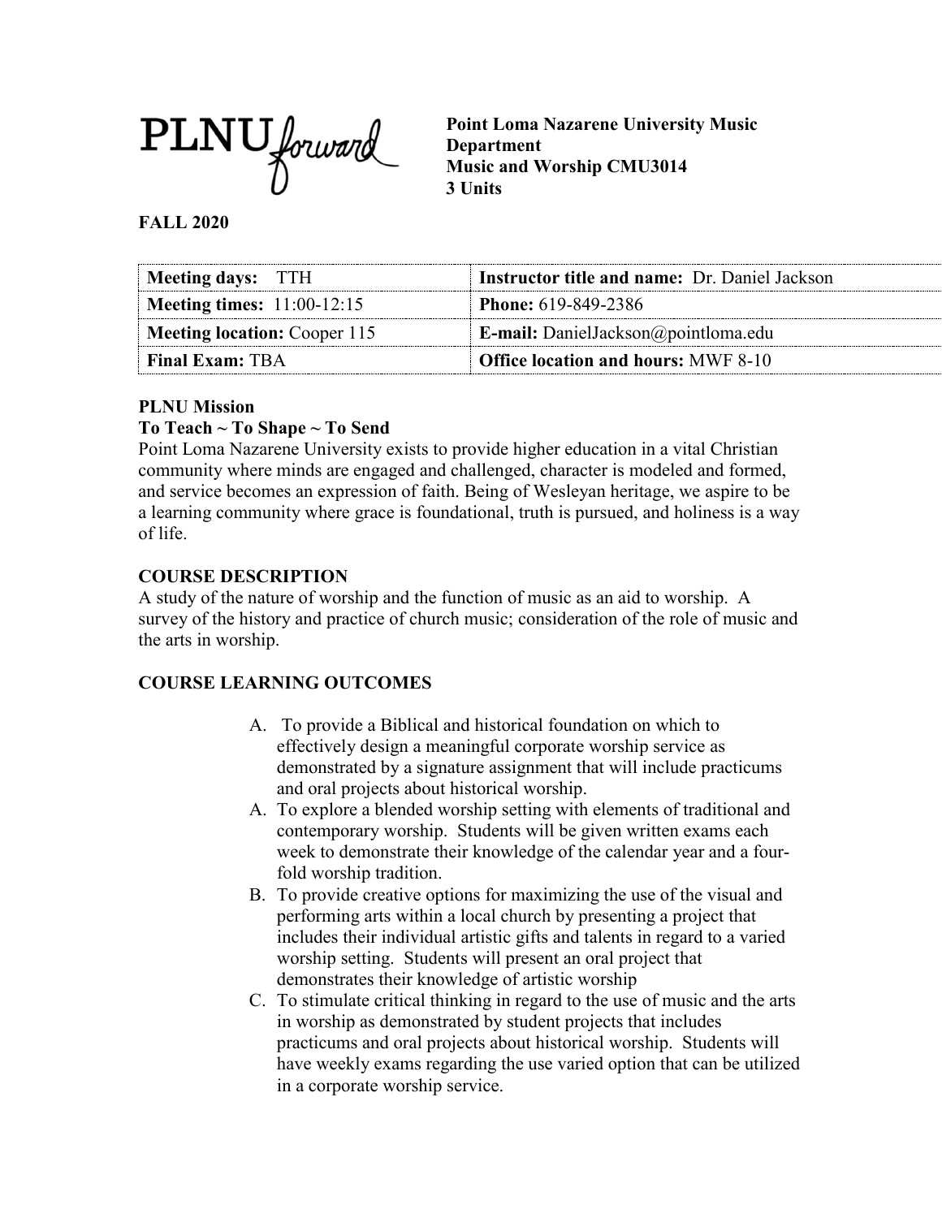PLNU *forward*

**Point Loma Nazarene University Music Department**
**Music and Worship CMU3014**
**3 Units**

**FALL 2020**

| **Meeting days:** TTH | **Instructor title and name:** Dr. Daniel Jackson |
| --- | --- |
| **Meeting times:** 11:00-12:15 | **Phone:** 619-849-2386 |
| **Meeting location:** Cooper 115 | **E-mail:** DanielJackson@pointloma.edu |
| **Final Exam:** TBA | **Office location and hours:** MWF 8-10 |

**PLNU Mission**

**To Teach ~ To Shape ~ To Send**

Point Loma Nazarene University exists to provide higher education in a vital Christian community where minds are engaged and challenged, character is modeled and formed, and service becomes an expression of faith. Being of Wesleyan heritage, we aspire to be a learning community where grace is foundational, truth is pursued, and holiness is a way of life.

## COURSE DESCRIPTION

A study of the nature of worship and the function of music as an aid to worship. A survey of the history and practice of church music; consideration of the role of music and the arts in worship.

## COURSE LEARNING OUTCOMES

A. To provide a Biblical and historical foundation on which to effectively design a meaningful corporate worship service as demonstrated by a signature assignment that will include practicums and oral projects about historical worship.

A. To explore a blended worship setting with elements of traditional and contemporary worship. Students will be given written exams each week to demonstrate their knowledge of the calendar year and a four-fold worship tradition.

B. To provide creative options for maximizing the use of the visual and performing arts within a local church by presenting a project that includes their individual artistic gifts and talents in regard to a varied worship setting. Students will present an oral project that demonstrates their knowledge of artistic worship

C. To stimulate critical thinking in regard to the use of music and the arts in worship as demonstrated by student projects that includes practicums and oral projects about historical worship. Students will have weekly exams regarding the use varied option that can be utilized in a corporate worship service.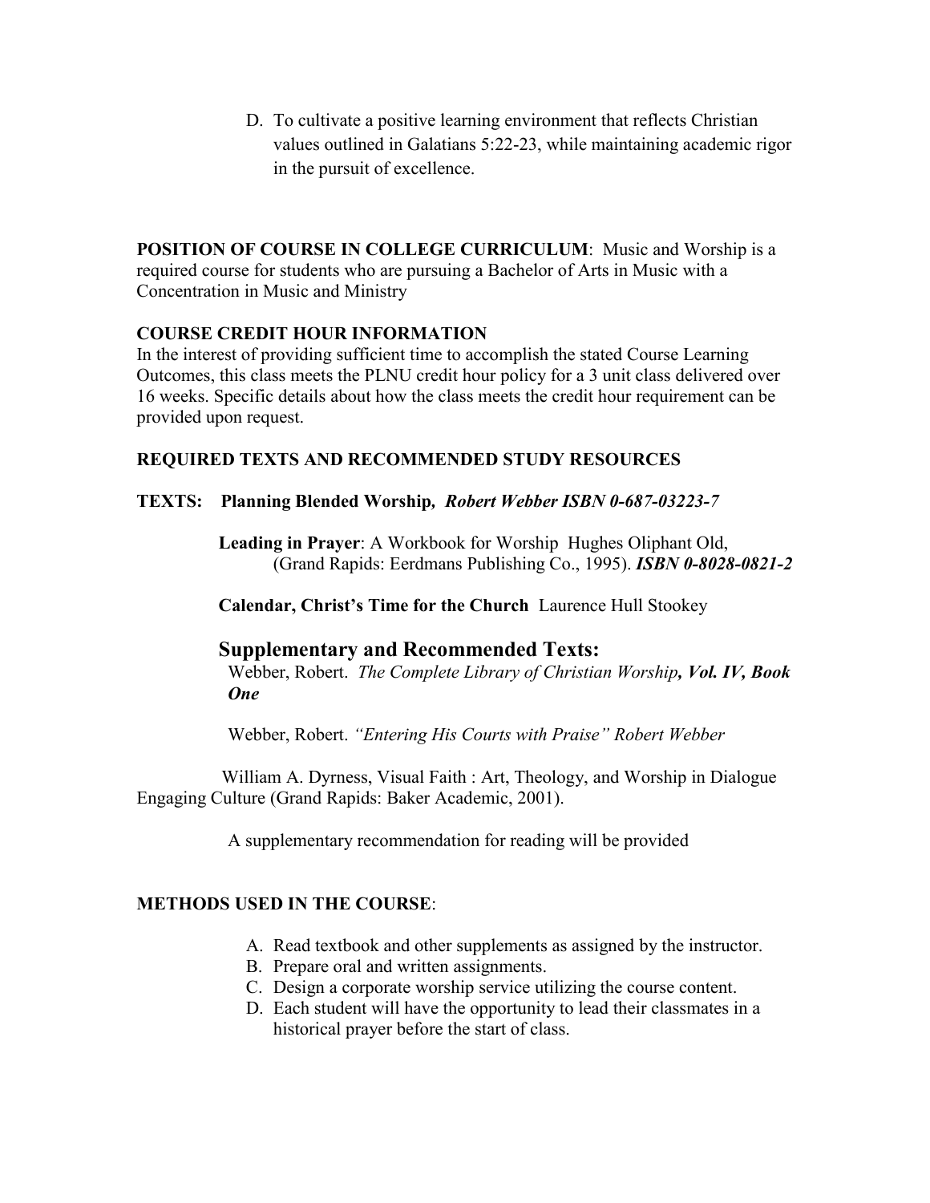D. To cultivate a positive learning environment that reflects Christian values outlined in Galatians 5:22-23, while maintaining academic rigor in the pursuit of excellence.

**POSITION OF COURSE IN COLLEGE CURRICULUM**: Music and Worship is a required course for students who are pursuing a Bachelor of Arts in Music with a Concentration in Music and Ministry

**COURSE CREDIT HOUR INFORMATION**

In the interest of providing sufficient time to accomplish the stated Course Learning Outcomes, this class meets the PLNU credit hour policy for a 3 unit class delivered over 16 weeks. Specific details about how the class meets the credit hour requirement can be provided upon request.

**REQUIRED TEXTS AND RECOMMENDED STUDY RESOURCES**

**TEXTS: Planning Blended Worship,** ***Robert Webber ISBN 0-687-03223-7***

**Leading in Prayer**: A Workbook for Worship Hughes Oliphant Old, (Grand Rapids: Eerdmans Publishing Co., 1995). ***ISBN 0-8028-0821-2***

**Calendar, Christ's Time for the Church** Laurence Hull Stookey

## Supplementary and Recommended Texts:

Webber, Robert. *The Complete Library of Christian Worship**, Vol. IV, Book One***

Webber, Robert. *"Entering His Courts with Praise" Robert Webber*

William A. Dyrness, Visual Faith : Art, Theology, and Worship in Dialogue Engaging Culture (Grand Rapids: Baker Academic, 2001).

A supplementary recommendation for reading will be provided

**METHODS USED IN THE COURSE**:

A. Read textbook and other supplements as assigned by the instructor.
B. Prepare oral and written assignments.
C. Design a corporate worship service utilizing the course content.
D. Each student will have the opportunity to lead their classmates in a historical prayer before the start of class.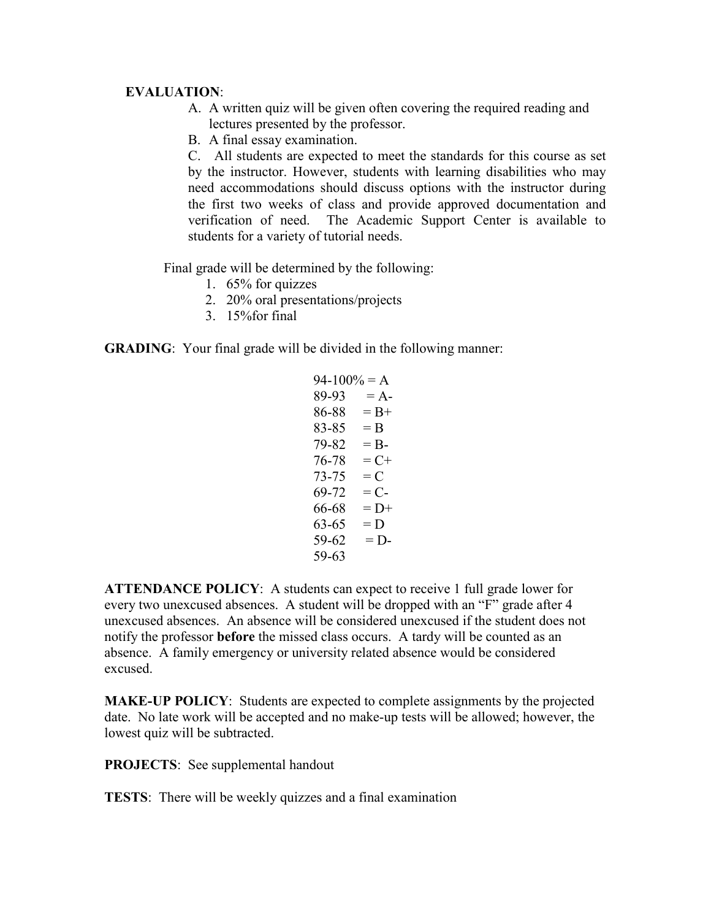**EVALUATION**:

A. A written quiz will be given often covering the required reading and lectures presented by the professor.
B. A final essay examination.
C. All students are expected to meet the standards for this course as set by the instructor. However, students with learning disabilities who may need accommodations should discuss options with the instructor during the first two weeks of class and provide approved documentation and verification of need. The Academic Support Center is available to students for a variety of tutorial needs.

Final grade will be determined by the following:

1. 65% for quizzes
2. 20% oral presentations/projects
3. 15%for final

**GRADING**: Your final grade will be divided in the following manner:

94-100% = A
89-93 = A-
86-88 = B+
83-85 = B
79-82 = B-
76-78 = C+
73-75 = C
69-72 = C-
66-68 = D+
63-65 = D
59-62 = D-
59-63

**ATTENDANCE POLICY**: A students can expect to receive 1 full grade lower for every two unexcused absences. A student will be dropped with an "F" grade after 4 unexcused absences. An absence will be considered unexcused if the student does not notify the professor **before** the missed class occurs. A tardy will be counted as an absence. A family emergency or university related absence would be considered excused.

**MAKE-UP POLICY**: Students are expected to complete assignments by the projected date. No late work will be accepted and no make-up tests will be allowed; however, the lowest quiz will be subtracted.

**PROJECTS**: See supplemental handout

**TESTS**: There will be weekly quizzes and a final examination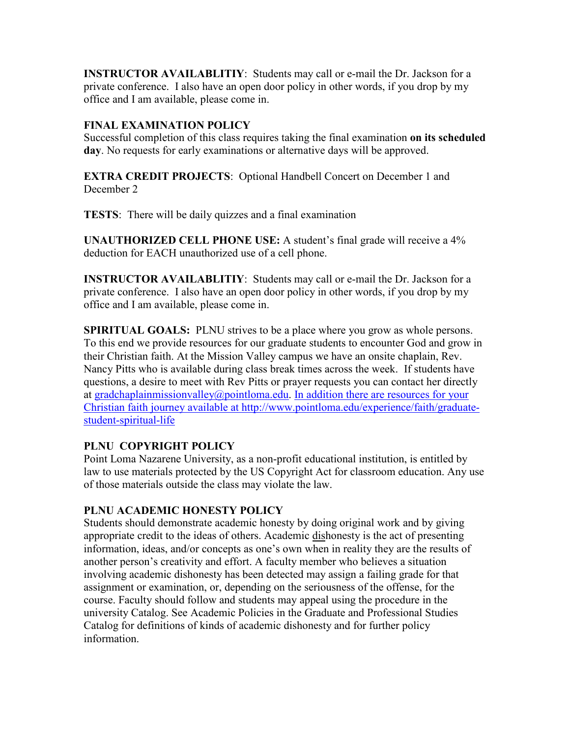**INSTRUCTOR AVAILABLITIY**: Students may call or e-mail the Dr. Jackson for a private conference. I also have an open door policy in other words, if you drop by my office and I am available, please come in.

**FINAL EXAMINATION POLICY**

Successful completion of this class requires taking the final examination **on its scheduled day**. No requests for early examinations or alternative days will be approved.

**EXTRA CREDIT PROJECTS**: Optional Handbell Concert on December 1 and December 2

**TESTS**: There will be daily quizzes and a final examination

**UNAUTHORIZED CELL PHONE USE:** A student's final grade will receive a 4% deduction for EACH unauthorized use of a cell phone.

**INSTRUCTOR AVAILABLITIY**: Students may call or e-mail the Dr. Jackson for a private conference. I also have an open door policy in other words, if you drop by my office and I am available, please come in.

**SPIRITUAL GOALS:** PLNU strives to be a place where you grow as whole persons. To this end we provide resources for our graduate students to encounter God and grow in their Christian faith. At the Mission Valley campus we have an onsite chaplain, Rev. Nancy Pitts who is available during class break times across the week. If students have questions, a desire to meet with Rev Pitts or prayer requests you can contact her directly at gradchaplainmissionvalley@pointloma.edu. In addition there are resources for your Christian faith journey available at http://www.pointloma.edu/experience/faith/graduate-student-spiritual-life

**PLNU COPYRIGHT POLICY**

Point Loma Nazarene University, as a non-profit educational institution, is entitled by law to use materials protected by the US Copyright Act for classroom education. Any use of those materials outside the class may violate the law.

**PLNU ACADEMIC HONESTY POLICY**

Students should demonstrate academic honesty by doing original work and by giving appropriate credit to the ideas of others. Academic dishonesty is the act of presenting information, ideas, and/or concepts as one's own when in reality they are the results of another person's creativity and effort. A faculty member who believes a situation involving academic dishonesty has been detected may assign a failing grade for that assignment or examination, or, depending on the seriousness of the offense, for the course. Faculty should follow and students may appeal using the procedure in the university Catalog. See Academic Policies in the Graduate and Professional Studies Catalog for definitions of kinds of academic dishonesty and for further policy information.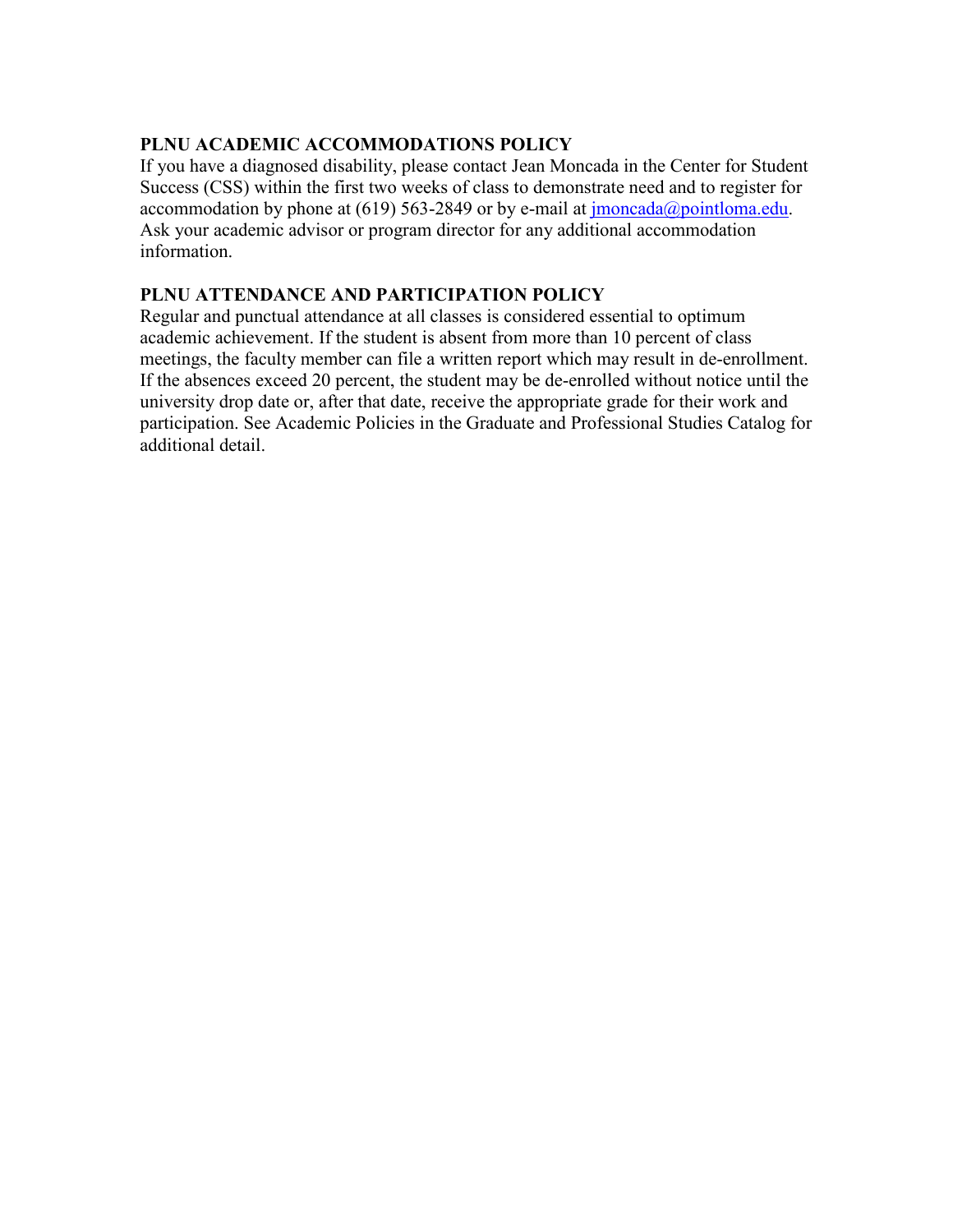**PLNU ACADEMIC ACCOMMODATIONS POLICY**

If you have a diagnosed disability, please contact Jean Moncada in the Center for Student Success (CSS) within the first two weeks of class to demonstrate need and to register for accommodation by phone at (619) 563-2849 or by e-mail at jmoncada@pointloma.edu. Ask your academic advisor or program director for any additional accommodation information.

**PLNU ATTENDANCE AND PARTICIPATION POLICY**

Regular and punctual attendance at all classes is considered essential to optimum academic achievement. If the student is absent from more than 10 percent of class meetings, the faculty member can file a written report which may result in de-enrollment. If the absences exceed 20 percent, the student may be de-enrolled without notice until the university drop date or, after that date, receive the appropriate grade for their work and participation. See Academic Policies in the Graduate and Professional Studies Catalog for additional detail.